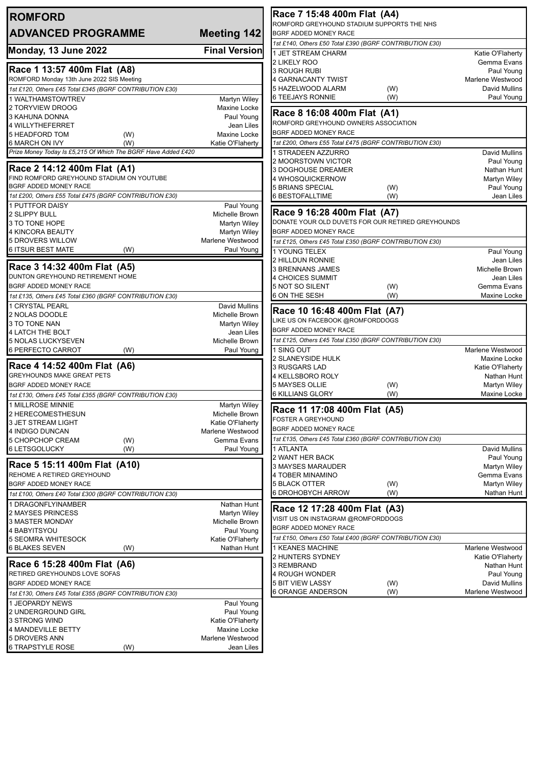# ROMFORD

## ADVANCED PROGRAMME — Meeting 142

**Monday, 13 June 2022** — **Final Version**

### Race 1 13:57 400m Flat (A8)

ROMFORD Monday 13th June 2022 SIS Meeting

*1st £120, Others £45 Total £345 (BGRF CONTRIBUTION £30)*

| Trap | Greyhound | | Trainer |
|---|---|---|---|
| 1 | WALTHAMSTOWTREV | | Martyn Wiley |
| 2 | TORYVIEW DROOG | | Maxine Locke |
| 3 | KAHUNA DONNA | | Paul Young |
| 4 | WILLYTHEFERRET | | Jean Liles |
| 5 | HEADFORD TOM | (W) | Maxine Locke |
| 6 | MARCH ON IVY | (W) | Katie O'Flaherty |

*Prize Money Today Is £5,215 Of Which The BGRF Have Added £420*

### Race 2 14:12 400m Flat (A1)

FIND ROMFORD GREYHOUND STADIUM ON YOUTUBE
BGRF ADDED MONEY RACE

*1st £200, Others £55 Total £475 (BGRF CONTRIBUTION £30)*

| Trap | Greyhound | | Trainer |
|---|---|---|---|
| 1 | PUTTFOR DAISY | | Paul Young |
| 2 | SLIPPY BULL | | Michelle Brown |
| 3 | TO TONE HOPE | | Martyn Wiley |
| 4 | KINCORA BEAUTY | | Martyn Wiley |
| 5 | DROVERS WILLOW | | Marlene Westwood |
| 6 | ITSUR BEST MATE | (W) | Paul Young |

### Race 3 14:32 400m Flat (A5)

DUNTON GREYHOUND RETIREMENT HOME
BGRF ADDED MONEY RACE

*1st £135, Others £45 Total £360 (BGRF CONTRIBUTION £30)*

| Trap | Greyhound | | Trainer |
|---|---|---|---|
| 1 | CRYSTAL PEARL | | David Mullins |
| 2 | NOLAS DOODLE | | Michelle Brown |
| 3 | TO TONE NAN | | Martyn Wiley |
| 4 | LATCH THE BOLT | | Jean Liles |
| 5 | NOLAS LUCKYSEVEN | | Michelle Brown |
| 6 | PERFECTO CARROT | (W) | Paul Young |

### Race 4 14:52 400m Flat (A6)

GREYHOUNDS MAKE GREAT PETS
BGRF ADDED MONEY RACE

*1st £130, Others £45 Total £355 (BGRF CONTRIBUTION £30)*

| Trap | Greyhound | | Trainer |
|---|---|---|---|
| 1 | MILLROSE MINNIE | | Martyn Wiley |
| 2 | HERECOMESTHESUN | | Michelle Brown |
| 3 | JET STREAM LIGHT | | Katie O'Flaherty |
| 4 | INDIGO DUNCAN | | Marlene Westwood |
| 5 | CHOPCHOP CREAM | (W) | Gemma Evans |
| 6 | LETSGOLUCKY | (W) | Paul Young |

### Race 5 15:11 400m Flat (A10)

REHOME A RETIRED GREYHOUND
BGRF ADDED MONEY RACE

*1st £100, Others £40 Total £300 (BGRF CONTRIBUTION £30)*

| Trap | Greyhound | | Trainer |
|---|---|---|---|
| 1 | DRAGONFLYINAMBER | | Nathan Hunt |
| 2 | MAYSES PRINCESS | | Martyn Wiley |
| 3 | MASTER MONDAY | | Michelle Brown |
| 4 | BABYITSYOU | | Paul Young |
| 5 | SEOMRA WHITESOCK | | Katie O'Flaherty |
| 6 | BLAKES SEVEN | (W) | Nathan Hunt |

### Race 6 15:28 400m Flat (A6)

RETIRED GREYHOUNDS LOVE SOFAS
BGRF ADDED MONEY RACE

*1st £130, Others £45 Total £355 (BGRF CONTRIBUTION £30)*

| Trap | Greyhound | | Trainer |
|---|---|---|---|
| 1 | JEOPARDY NEWS | | Paul Young |
| 2 | UNDERGROUND GIRL | | Paul Young |
| 3 | STRONG WIND | | Katie O'Flaherty |
| 4 | MANDEVILLE BETTY | | Maxine Locke |
| 5 | DROVERS ANN | | Marlene Westwood |
| 6 | TRAPSTYLE ROSE | (W) | Jean Liles |

### Race 7 15:48 400m Flat (A4)

ROMFORD GREYHOUND STADIUM SUPPORTS THE NHS
BGRF ADDED MONEY RACE

*1st £140, Others £50 Total £390 (BGRF CONTRIBUTION £30)*

| Trap | Greyhound | | Trainer |
|---|---|---|---|
| 1 | JET STREAM CHARM | | Katie O'Flaherty |
| 2 | LIKELY ROO | | Gemma Evans |
| 3 | ROUGH RUBI | | Paul Young |
| 4 | GARNACANTY TWIST | | Marlene Westwood |
| 5 | HAZELWOOD ALARM | (W) | David Mullins |
| 6 | TEEJAYS RONNIE | (W) | Paul Young |

### Race 8 16:08 400m Flat (A1)

ROMFORD GREYHOUND OWNERS ASSOCIATION
BGRF ADDED MONEY RACE

*1st £200, Others £55 Total £475 (BGRF CONTRIBUTION £30)*

| Trap | Greyhound | | Trainer |
|---|---|---|---|
| 1 | STRADEEN AZZURRO | | David Mullins |
| 2 | MOORSTOWN VICTOR | | Paul Young |
| 3 | DOGHOUSE DREAMER | | Nathan Hunt |
| 4 | WHOSQUICKERNOW | | Martyn Wiley |
| 5 | BRIANS SPECIAL | (W) | Paul Young |
| 6 | BESTOFALLTIME | (W) | Jean Liles |

### Race 9 16:28 400m Flat (A7)

DONATE YOUR OLD DUVETS FOR OUR RETIRED GREYHOUNDS
BGRF ADDED MONEY RACE

*1st £125, Others £45 Total £350 (BGRF CONTRIBUTION £30)*

| Trap | Greyhound | | Trainer |
|---|---|---|---|
| 1 | YOUNG TELEX | | Paul Young |
| 2 | HILLDUN RONNIE | | Jean Liles |
| 3 | BRENNANS JAMES | | Michelle Brown |
| 4 | CHOICES SUMMIT | | Jean Liles |
| 5 | NOT SO SILENT | (W) | Gemma Evans |
| 6 | ON THE SESH | (W) | Maxine Locke |

### Race 10 16:48 400m Flat (A7)

LIKE US ON FACEBOOK @ROMFORDDOGS
BGRF ADDED MONEY RACE

*1st £125, Others £45 Total £350 (BGRF CONTRIBUTION £30)*

| Trap | Greyhound | | Trainer |
|---|---|---|---|
| 1 | SING OUT | | Marlene Westwood |
| 2 | SLANEYSIDE HULK | | Maxine Locke |
| 3 | RUSGARS LAD | | Katie O'Flaherty |
| 4 | KELLSBORO ROLY | | Nathan Hunt |
| 5 | MAYSES OLLIE | (W) | Martyn Wiley |
| 6 | KILLIANS GLORY | (W) | Maxine Locke |

### Race 11 17:08 400m Flat (A5)

FOSTER A GREYHOUND
BGRF ADDED MONEY RACE

*1st £135, Others £45 Total £360 (BGRF CONTRIBUTION £30)*

| Trap | Greyhound | | Trainer |
|---|---|---|---|
| 1 | ATLANTA | | David Mullins |
| 2 | WANT HER BACK | | Paul Young |
| 3 | MAYSES MARAUDER | | Martyn Wiley |
| 4 | TOBER MINAMINO | | Gemma Evans |
| 5 | BLACK OTTER | (W) | Martyn Wiley |
| 6 | DROHOBYCH ARROW | (W) | Nathan Hunt |

### Race 12 17:28 400m Flat (A3)

VISIT US ON INSTAGRAM @ROMFORDDOGS
BGRF ADDED MONEY RACE

*1st £150, Others £50 Total £400 (BGRF CONTRIBUTION £30)*

| Trap | Greyhound | | Trainer |
|---|---|---|---|
| 1 | KEANES MACHINE | | Marlene Westwood |
| 2 | HUNTERS SYDNEY | | Katie O'Flaherty |
| 3 | REMBRAND | | Nathan Hunt |
| 4 | ROUGH WONDER | | Paul Young |
| 5 | BIT VIEW LASSY | (W) | David Mullins |
| 6 | ORANGE ANDERSON | (W) | Marlene Westwood |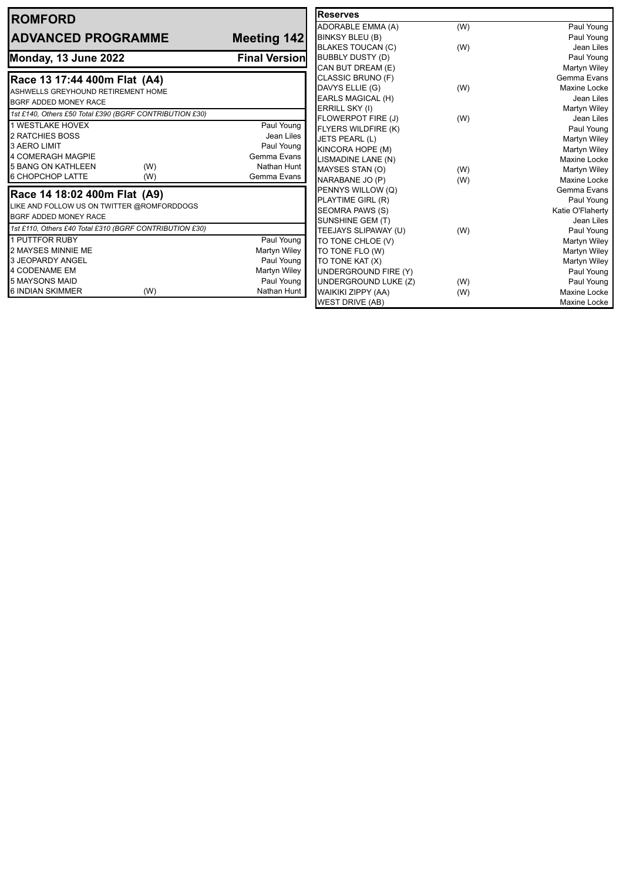# ROMFORD

## ADVANCED PROGRAMME — Meeting 142

**Monday, 13 June 2022** — **Final Version**

### Race 13 17:44 400m Flat (A4)

ASHWELLS GREYHOUND RETIREMENT HOME

BGRF ADDED MONEY RACE

*1st £140, Others £50 Total £390 (BGRF CONTRIBUTION £30)*

| | | |
|---|---|---|
| 1 WESTLAKE HOVEX | | Paul Young |
| 2 RATCHIES BOSS | | Jean Liles |
| 3 AERO LIMIT | | Paul Young |
| 4 COMERAGH MAGPIE | | Gemma Evans |
| 5 BANG ON KATHLEEN | (W) | Nathan Hunt |
| 6 CHOPCHOP LATTE | (W) | Gemma Evans |

### Race 14 18:02 400m Flat (A9)

LIKE AND FOLLOW US ON TWITTER @ROMFORDDOGS

BGRF ADDED MONEY RACE

*1st £110, Others £40 Total £310 (BGRF CONTRIBUTION £30)*

| | | |
|---|---|---|
| 1 PUTTFOR RUBY | | Paul Young |
| 2 MAYSES MINNIE ME | | Martyn Wiley |
| 3 JEOPARDY ANGEL | | Paul Young |
| 4 CODENAME EM | | Martyn Wiley |
| 5 MAYSONS MAID | | Paul Young |
| 6 INDIAN SKIMMER | (W) | Nathan Hunt |

### Reserves

| | | |
|---|---|---|
| ADORABLE EMMA (A) | (W) | Paul Young |
| BINKSY BLEU (B) | | Paul Young |
| BLAKES TOUCAN (C) | (W) | Jean Liles |
| BUBBLY DUSTY (D) | | Paul Young |
| CAN BUT DREAM (E) | | Martyn Wiley |
| CLASSIC BRUNO (F) | | Gemma Evans |
| DAVYS ELLIE (G) | (W) | Maxine Locke |
| EARLS MAGICAL (H) | | Jean Liles |
| ERRILL SKY (I) | | Martyn Wiley |
| FLOWERPOT FIRE (J) | (W) | Jean Liles |
| FLYERS WILDFIRE (K) | | Paul Young |
| JETS PEARL (L) | | Martyn Wiley |
| KINCORA HOPE (M) | | Martyn Wiley |
| LISMADINE LANE (N) | | Maxine Locke |
| MAYSES STAN (O) | (W) | Martyn Wiley |
| NARABANE JO (P) | (W) | Maxine Locke |
| PENNYS WILLOW (Q) | | Gemma Evans |
| PLAYTIME GIRL (R) | | Paul Young |
| SEOMRA PAWS (S) | | Katie O'Flaherty |
| SUNSHINE GEM (T) | | Jean Liles |
| TEEJAYS SLIPAWAY (U) | (W) | Paul Young |
| TO TONE CHLOE (V) | | Martyn Wiley |
| TO TONE FLO (W) | | Martyn Wiley |
| TO TONE KAT (X) | | Martyn Wiley |
| UNDERGROUND FIRE (Y) | | Paul Young |
| UNDERGROUND LUKE (Z) | (W) | Paul Young |
| WAIKIKI ZIPPY (AA) | (W) | Maxine Locke |
| WEST DRIVE (AB) | | Maxine Locke |